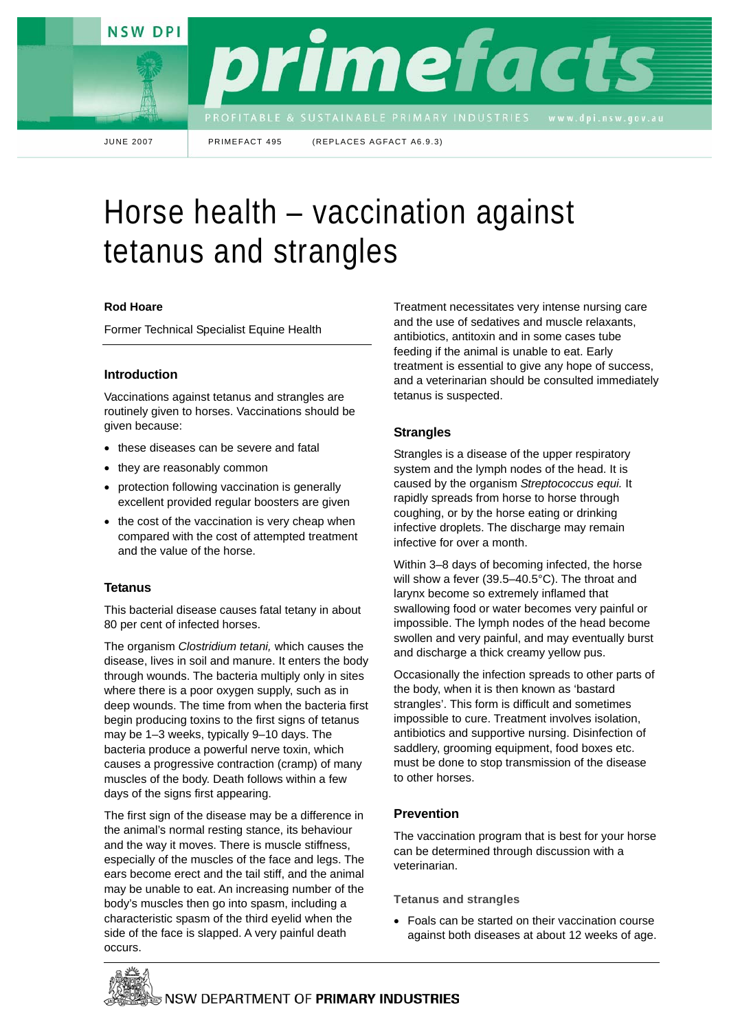JUNE 2007 PRIMEFACT 495 (REPLACES AGFACT A6.9.3)

# Horse health – vaccination against tetanus and strangles

**Rod Hoare**

Former Technical Specialist Equine Health

## Introduction

Vaccinations against tetanus and strangles are routinely given to horses. Vaccinations should be given because:

- these diseases can be severe and fatal
- they are reasonably common
- protection following vaccination is generally excellent provided regular boosters are given
- the cost of the vaccination is very cheap when compared with the cost of attempted treatment and the value of the horse.

## Tetanus

This bacterial disease causes fatal tetany in about 80 per cent of infected horses.

The organism *Clostridium tetani,* which causes the disease, lives in soil and manure. It enters the body through wounds. The bacteria multiply only in sites where there is a poor oxygen supply, such as in deep wounds. The time from when the bacteria first begin producing toxins to the first signs of tetanus may be 1–3 weeks, typically 9–10 days. The bacteria produce a powerful nerve toxin, which causes a progressive contraction (cramp) of many muscles of the body. Death follows within a few days of the signs first appearing.

The first sign of the disease may be a difference in the animal's normal resting stance, its behaviour and the way it moves. There is muscle stiffness, especially of the muscles of the face and legs. The ears become erect and the tail stiff, and the animal may be unable to eat. An increasing number of the body's muscles then go into spasm, including a characteristic spasm of the third eyelid when the side of the face is slapped. A very painful death occurs.

Treatment necessitates very intense nursing care and the use of sedatives and muscle relaxants, antibiotics, antitoxin and in some cases tube feeding if the animal is unable to eat. Early treatment is essential to give any hope of success, and a veterinarian should be consulted immediately tetanus is suspected.

## Strangles

Strangles is a disease of the upper respiratory system and the lymph nodes of the head. It is caused by the organism *Streptococcus equi.* It rapidly spreads from horse to horse through coughing, or by the horse eating or drinking infective droplets. The discharge may remain infective for over a month.

Within 3–8 days of becoming infected, the horse will show a fever (39.5–40.5°C). The throat and larynx become so extremely inflamed that swallowing food or water becomes very painful or impossible. The lymph nodes of the head become swollen and very painful, and may eventually burst and discharge a thick creamy yellow pus.

Occasionally the infection spreads to other parts of the body, when it is then known as 'bastard strangles'. This form is difficult and sometimes impossible to cure. Treatment involves isolation, antibiotics and supportive nursing. Disinfection of saddlery, grooming equipment, food boxes etc. must be done to stop transmission of the disease to other horses.

## Prevention

The vaccination program that is best for your horse can be determined through discussion with a veterinarian.

### Tetanus and strangles

- Foals can be started on their vaccination course against both diseases at about 12 weeks of age.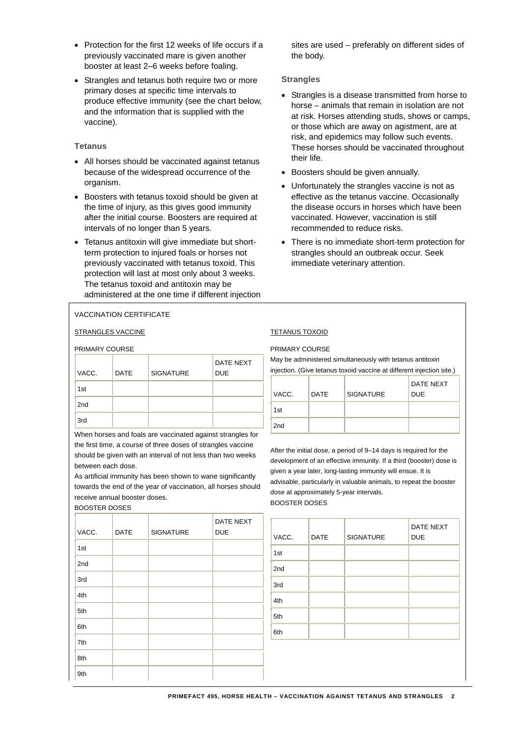- Protection for the first 12 weeks of life occurs if a previously vaccinated mare is given another booster at least 2–6 weeks before foaling.
- Strangles and tetanus both require two or more primary doses at specific time intervals to produce effective immunity (see the chart below, and the information that is supplied with the vaccine).

### Tetanus

- All horses should be vaccinated against tetanus because of the widespread occurrence of the organism.
- Boosters with tetanus toxoid should be given at the time of injury, as this gives good immunity after the initial course. Boosters are required at intervals of no longer than 5 years.
- Tetanus antitoxin will give immediate but short-term protection to injured foals or horses not previously vaccinated with tetanus toxoid. This protection will last at most only about 3 weeks. The tetanus toxoid and antitoxin may be administered at the one time if different injection sites are used – preferably on different sides of the body.

### Strangles

- Strangles is a disease transmitted from horse to horse – animals that remain in isolation are not at risk. Horses attending studs, shows or camps, or those which are away on agistment, are at risk, and epidemics may follow such events. These horses should be vaccinated throughout their life.
- Boosters should be given annually.
- Unfortunately the strangles vaccine is not as effective as the tetanus vaccine. Occasionally the disease occurs in horses which have been vaccinated. However, vaccination is still recommended to reduce risks.
- There is no immediate short-term protection for strangles should an outbreak occur. Seek immediate veterinary attention.

VACCINATION CERTIFICATE

STRANGLES VACCINE

PRIMARY COURSE

| VACC. | DATE | SIGNATURE | DATE NEXT DUE |
|---|---|---|---|
| 1st | | | |
| 2nd | | | |
| 3rd | | | |

When horses and foals are vaccinated against strangles for the first time, a course of three doses of strangles vaccine should be given with an interval of not less than two weeks between each dose.

As artificial immunity has been shown to wane significantly towards the end of the year of vaccination, all horses should receive annual booster doses.

BOOSTER DOSES

| VACC. | DATE | SIGNATURE | DATE NEXT DUE |
|---|---|---|---|
| 1st | | | |
| 2nd | | | |
| 3rd | | | |
| 4th | | | |
| 5th | | | |
| 6th | | | |
| 7th | | | |
| 8th | | | |
| 9th | | | |

TETANUS TOXOID

PRIMARY COURSE

May be administered simultaneously with tetanus antitoxin injection. (Give tetanus toxoid vaccine at different injection site.)

| VACC. | DATE | SIGNATURE | DATE NEXT DUE |
|---|---|---|---|
| 1st | | | |
| 2nd | | | |

After the initial dose, a period of 9–14 days is required for the development of an effective immunity. If a third (booster) dose is given a year later, long-lasting immunity will ensue. It is advisable, particularly in valuable animals, to repeat the booster dose at approximately 5-year intervals.

BOOSTER DOSES

| VACC. | DATE | SIGNATURE | DATE NEXT DUE |
|---|---|---|---|
| 1st | | | |
| 2nd | | | |
| 3rd | | | |
| 4th | | | |
| 5th | | | |
| 6th | | | |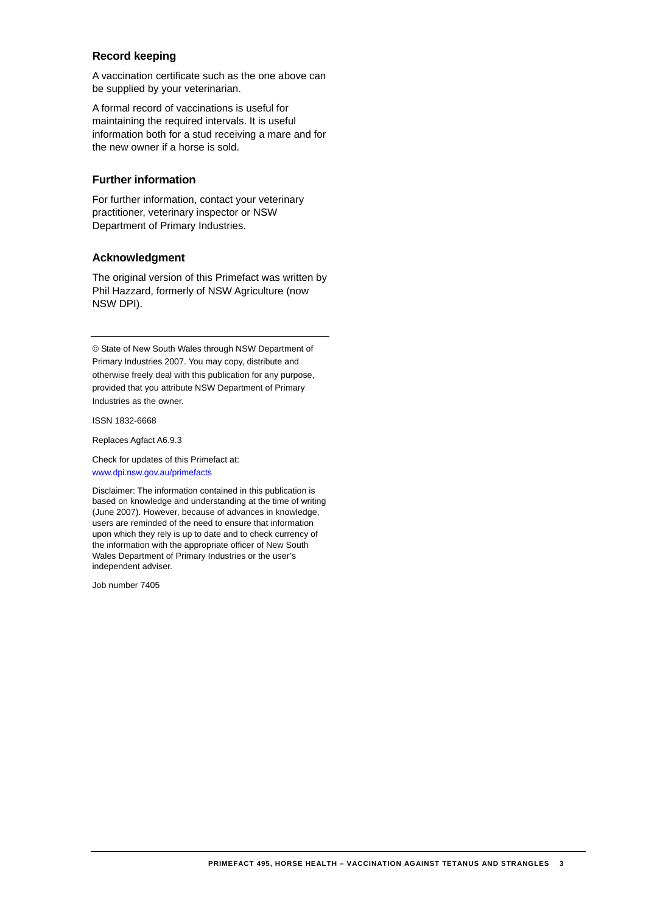### Record keeping

A vaccination certificate such as the one above can be supplied by your veterinarian.

A formal record of vaccinations is useful for maintaining the required intervals. It is useful information both for a stud receiving a mare and for the new owner if a horse is sold.

### Further information

For further information, contact your veterinary practitioner, veterinary inspector or NSW Department of Primary Industries.

### Acknowledgment

The original version of this Primefact was written by Phil Hazzard, formerly of NSW Agriculture (now NSW DPI).

---

© State of New South Wales through NSW Department of Primary Industries 2007. You may copy, distribute and otherwise freely deal with this publication for any purpose, provided that you attribute NSW Department of Primary Industries as the owner.

ISSN 1832-6668

Replaces Agfact A6.9.3

Check for updates of this Primefact at:
www.dpi.nsw.gov.au/primefacts

Disclaimer: The information contained in this publication is based on knowledge and understanding at the time of writing (June 2007). However, because of advances in knowledge, users are reminded of the need to ensure that information upon which they rely is up to date and to check currency of the information with the appropriate officer of New South Wales Department of Primary Industries or the user's independent adviser.

Job number 7405